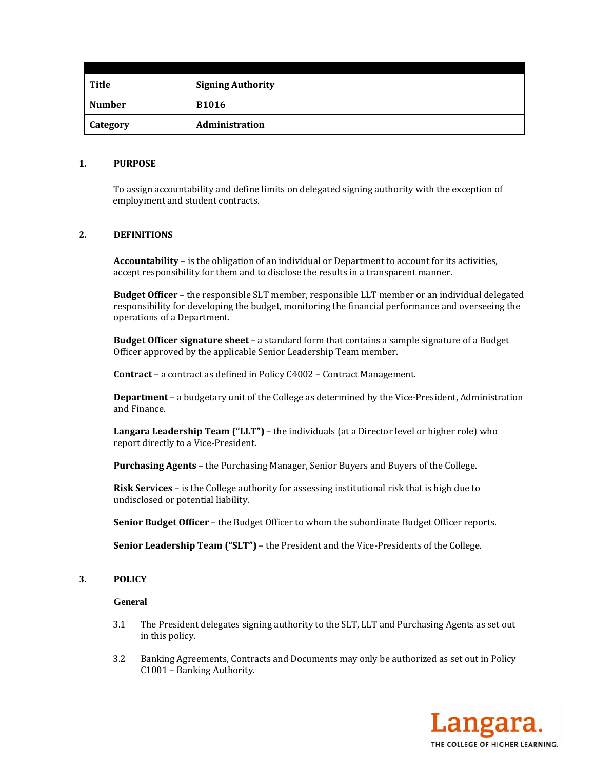| Title | Signing Authority |
|---|---|
| Number | B1016 |
| Category | Administration |

## 1. PURPOSE

To assign accountability and define limits on delegated signing authority with the exception of employment and student contracts.

## 2. DEFINITIONS

**Accountability** – is the obligation of an individual or Department to account for its activities, accept responsibility for them and to disclose the results in a transparent manner.

**Budget Officer** – the responsible SLT member, responsible LLT member or an individual delegated responsibility for developing the budget, monitoring the financial performance and overseeing the operations of a Department.

**Budget Officer signature sheet** – a standard form that contains a sample signature of a Budget Officer approved by the applicable Senior Leadership Team member.

**Contract** – a contract as defined in Policy C4002 – Contract Management.

**Department** – a budgetary unit of the College as determined by the Vice-President, Administration and Finance.

**Langara Leadership Team ("LLT")** – the individuals (at a Director level or higher role) who report directly to a Vice-President.

**Purchasing Agents** – the Purchasing Manager, Senior Buyers and Buyers of the College.

**Risk Services** – is the College authority for assessing institutional risk that is high due to undisclosed or potential liability.

**Senior Budget Officer** – the Budget Officer to whom the subordinate Budget Officer reports.

**Senior Leadership Team ("SLT")** – the President and the Vice-Presidents of the College.

## 3. POLICY

**General**

3.1 The President delegates signing authority to the SLT, LLT and Purchasing Agents as set out in this policy.

3.2 Banking Agreements, Contracts and Documents may only be authorized as set out in Policy C1001 – Banking Authority.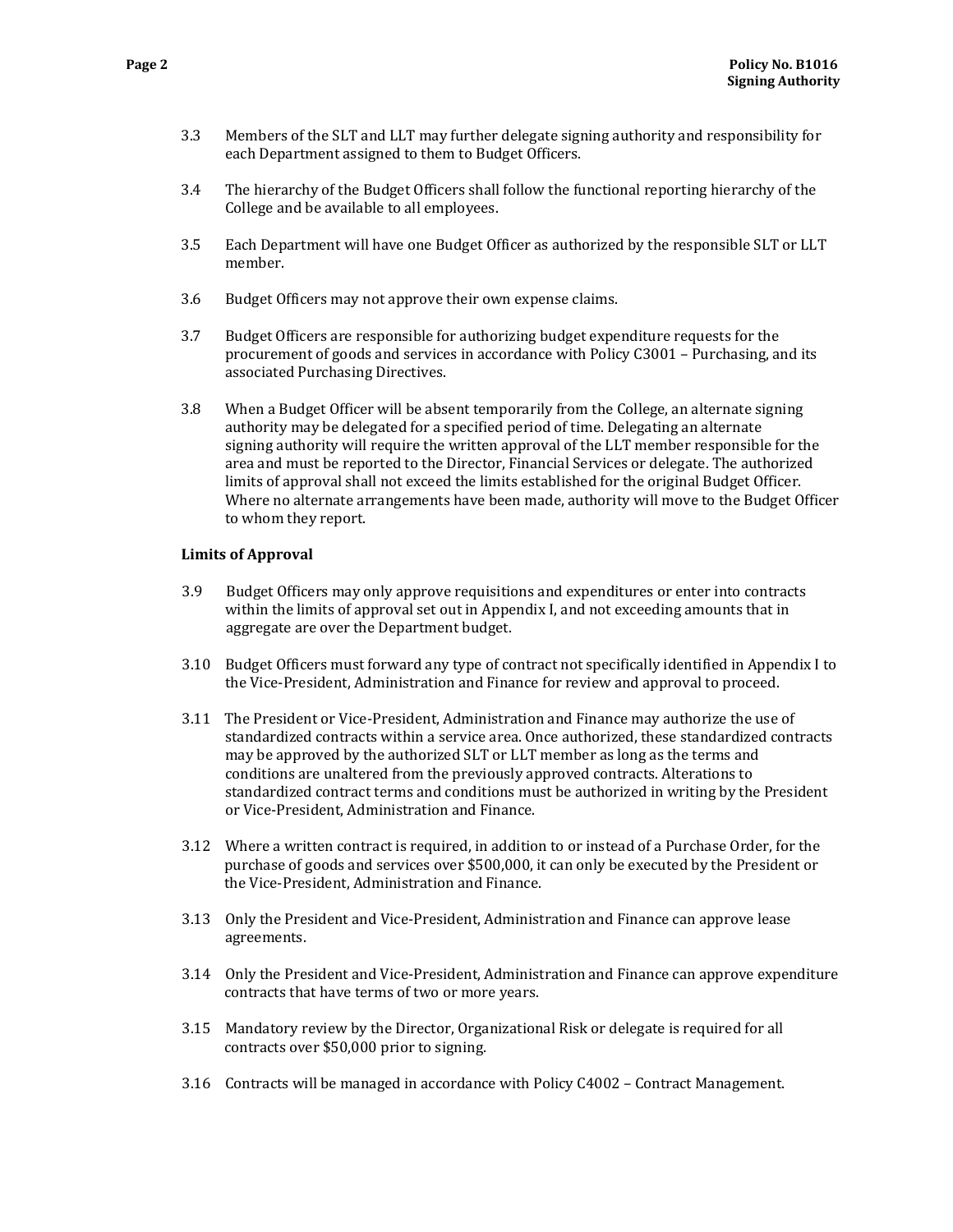3.3 Members of the SLT and LLT may further delegate signing authority and responsibility for each Department assigned to them to Budget Officers.

3.4 The hierarchy of the Budget Officers shall follow the functional reporting hierarchy of the College and be available to all employees.

3.5 Each Department will have one Budget Officer as authorized by the responsible SLT or LLT member.

3.6 Budget Officers may not approve their own expense claims.

3.7 Budget Officers are responsible for authorizing budget expenditure requests for the procurement of goods and services in accordance with Policy C3001 – Purchasing, and its associated Purchasing Directives.

3.8 When a Budget Officer will be absent temporarily from the College, an alternate signing authority may be delegated for a specified period of time. Delegating an alternate signing authority will require the written approval of the LLT member responsible for the area and must be reported to the Director, Financial Services or delegate. The authorized limits of approval shall not exceed the limits established for the original Budget Officer. Where no alternate arrangements have been made, authority will move to the Budget Officer to whom they report.

**Limits of Approval**

3.9 Budget Officers may only approve requisitions and expenditures or enter into contracts within the limits of approval set out in Appendix I, and not exceeding amounts that in aggregate are over the Department budget.

3.10 Budget Officers must forward any type of contract not specifically identified in Appendix I to the Vice-President, Administration and Finance for review and approval to proceed.

3.11 The President or Vice-President, Administration and Finance may authorize the use of standardized contracts within a service area. Once authorized, these standardized contracts may be approved by the authorized SLT or LLT member as long as the terms and conditions are unaltered from the previously approved contracts. Alterations to standardized contract terms and conditions must be authorized in writing by the President or Vice-President, Administration and Finance.

3.12 Where a written contract is required, in addition to or instead of a Purchase Order, for the purchase of goods and services over $500,000, it can only be executed by the President or the Vice-President, Administration and Finance.

3.13 Only the President and Vice-President, Administration and Finance can approve lease agreements.

3.14 Only the President and Vice-President, Administration and Finance can approve expenditure contracts that have terms of two or more years.

3.15 Mandatory review by the Director, Organizational Risk or delegate is required for all contracts over $50,000 prior to signing.

3.16 Contracts will be managed in accordance with Policy C4002 – Contract Management.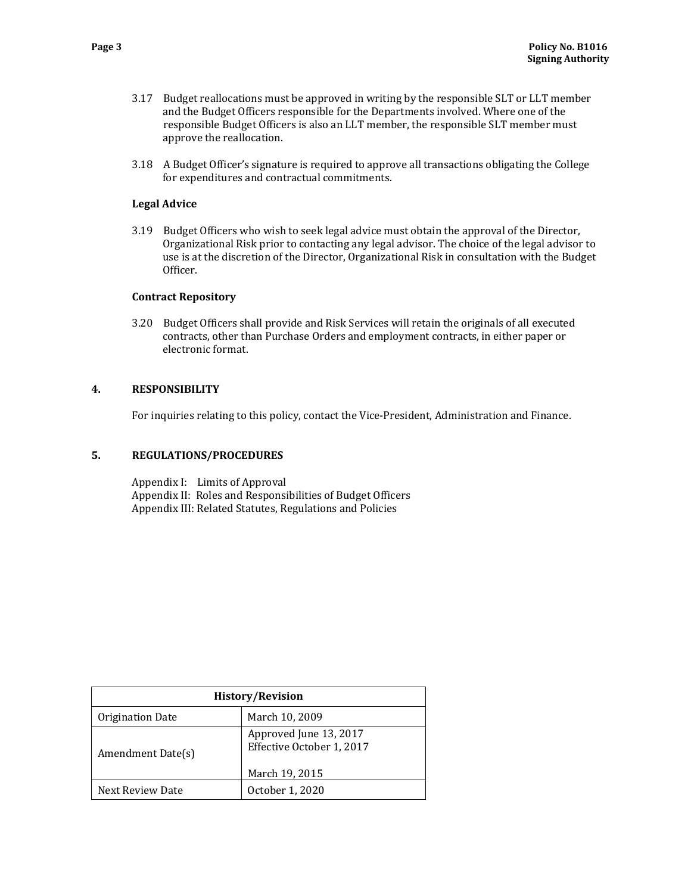3.17 Budget reallocations must be approved in writing by the responsible SLT or LLT member and the Budget Officers responsible for the Departments involved. Where one of the responsible Budget Officers is also an LLT member, the responsible SLT member must approve the reallocation.

3.18 A Budget Officer's signature is required to approve all transactions obligating the College for expenditures and contractual commitments.

**Legal Advice**

3.19 Budget Officers who wish to seek legal advice must obtain the approval of the Director, Organizational Risk prior to contacting any legal advisor. The choice of the legal advisor to use is at the discretion of the Director, Organizational Risk in consultation with the Budget Officer.

**Contract Repository**

3.20 Budget Officers shall provide and Risk Services will retain the originals of all executed contracts, other than Purchase Orders and employment contracts, in either paper or electronic format.

## 4. RESPONSIBILITY

For inquiries relating to this policy, contact the Vice-President, Administration and Finance.

## 5. REGULATIONS/PROCEDURES

Appendix I: Limits of Approval
Appendix II: Roles and Responsibilities of Budget Officers
Appendix III: Related Statutes, Regulations and Policies

| History/Revision | |
|---|---|
| Origination Date | March 10, 2009 |
| Amendment Date(s) | Approved June 13, 2017<br>Effective October 1, 2017<br><br>March 19, 2015 |
| Next Review Date | October 1, 2020 |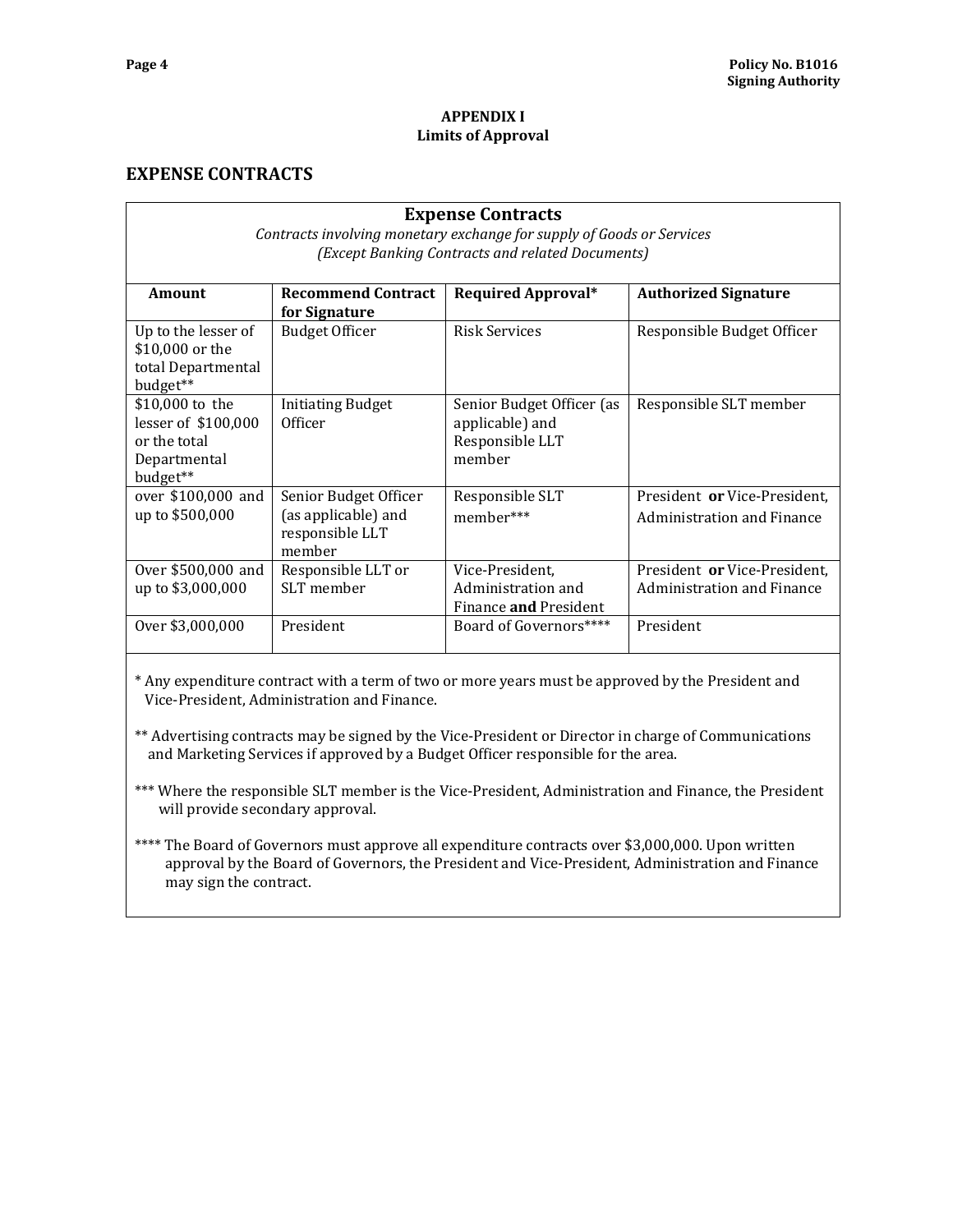## APPENDIX I
## Limits of Approval

# EXPENSE CONTRACTS

**Expense Contracts**

*Contracts involving monetary exchange for supply of Goods or Services (Except Banking Contracts and related Documents)*

| Amount | Recommend Contract for Signature | Required Approval* | Authorized Signature |
|---|---|---|---|
| Up to the lesser of $10,000 or the total Departmental budget** | Budget Officer | Risk Services | Responsible Budget Officer |
| $10,000 to the lesser of $100,000 or the total Departmental budget** | Initiating Budget Officer | Senior Budget Officer (as applicable) and Responsible LLT member | Responsible SLT member |
| over $100,000 and up to $500,000 | Senior Budget Officer (as applicable) and responsible LLT member | Responsible SLT member*** | President **or** Vice-President, Administration and Finance |
| Over $500,000 and up to $3,000,000 | Responsible LLT or SLT member | Vice-President, Administration and Finance **and** President | President **or** Vice-President, Administration and Finance |
| Over $3,000,000 | President | Board of Governors**** | President |

* Any expenditure contract with a term of two or more years must be approved by the President and Vice-President, Administration and Finance.

** Advertising contracts may be signed by the Vice-President or Director in charge of Communications and Marketing Services if approved by a Budget Officer responsible for the area.

*** Where the responsible SLT member is the Vice-President, Administration and Finance, the President will provide secondary approval.

**** The Board of Governors must approve all expenditure contracts over $3,000,000. Upon written approval by the Board of Governors, the President and Vice-President, Administration and Finance may sign the contract.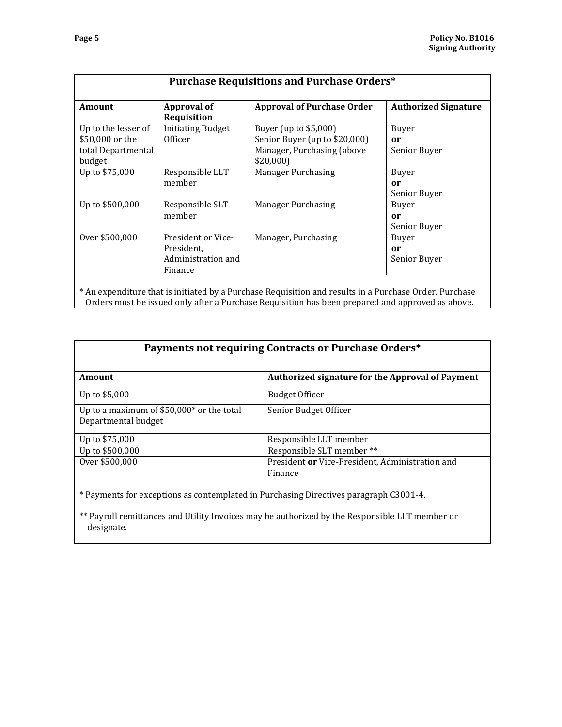## Purchase Requisitions and Purchase Orders*

| Amount | Approval of Requisition | Approval of Purchase Order | Authorized Signature |
|---|---|---|---|
| Up to the lesser of $50,000 or the total Departmental budget | Initiating Budget Officer | Buyer (up to $5,000)<br>Senior Buyer (up to $20,000)<br>Manager, Purchasing (above $20,000) | Buyer<br>**or**<br>Senior Buyer |
| Up to $75,000 | Responsible LLT member | Manager Purchasing | Buyer<br>**or**<br>Senior Buyer |
| Up to $500,000 | Responsible SLT member | Manager Purchasing | Buyer<br>**or**<br>Senior Buyer |
| Over $500,000 | President or Vice-President, Administration and Finance | Manager, Purchasing | Buyer<br>**or**<br>Senior Buyer |

* An expenditure that is initiated by a Purchase Requisition and results in a Purchase Order. Purchase Orders must be issued only after a Purchase Requisition has been prepared and approved as above.

## Payments not requiring Contracts or Purchase Orders*

| Amount | Authorized signature for the Approval of Payment |
|---|---|
| Up to $5,000 | Budget Officer |
| Up to a maximum of $50,000* or the total Departmental budget | Senior Budget Officer |
| Up to $75,000 | Responsible LLT member |
| Up to $500,000 | Responsible SLT member ** |
| Over $500,000 | President **or** Vice-President, Administration and Finance |

* Payments for exceptions as contemplated in Purchasing Directives paragraph C3001-4.

** Payroll remittances and Utility Invoices may be authorized by the Responsible LLT member or designate.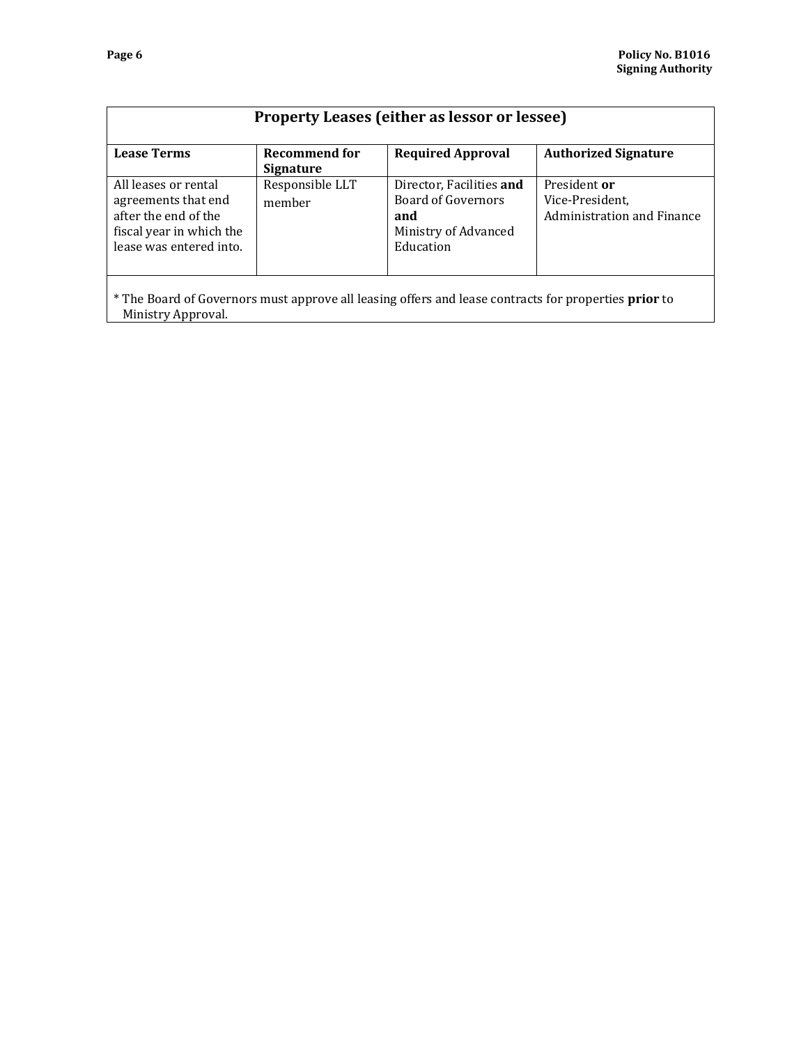| Property Leases (either as lessor or lessee) | | | |
|---|---|---|---|
| **Lease Terms** | **Recommend for Signature** | **Required Approval** | **Authorized Signature** |
| All leases or rental agreements that end after the end of the fiscal year in which the lease was entered into. | Responsible LLT member | Director, Facilities **and** Board of Governors **and** Ministry of Advanced Education | President **or** Vice-President, Administration and Finance |

* The Board of Governors must approve all leasing offers and lease contracts for properties **prior** to Ministry Approval.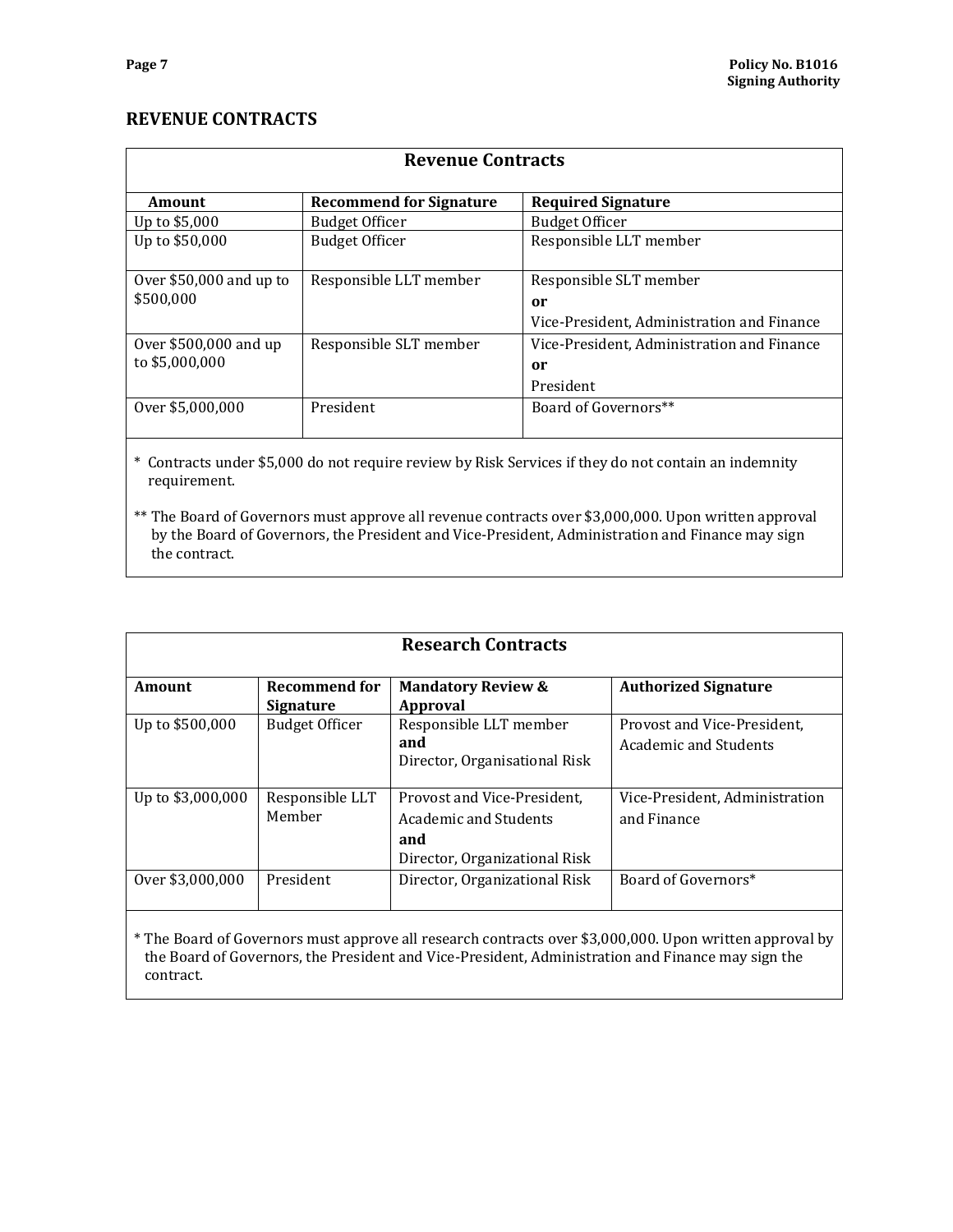## REVENUE CONTRACTS

| Revenue Contracts | | |
|---|---|---|
| **Amount** | **Recommend for Signature** | **Required Signature** |
| Up to $5,000 | Budget Officer | Budget Officer |
| Up to $50,000 | Budget Officer | Responsible LLT member |
| Over $50,000 and up to $500,000 | Responsible LLT member | Responsible SLT member **or** Vice-President, Administration and Finance |
| Over $500,000 and up to $5,000,000 | Responsible SLT member | Vice-President, Administration and Finance **or** President |
| Over $5,000,000 | President | Board of Governors** |

\* Contracts under $5,000 do not require review by Risk Services if they do not contain an indemnity requirement.

** The Board of Governors must approve all revenue contracts over $3,000,000. Upon written approval by the Board of Governors, the President and Vice-President, Administration and Finance may sign the contract.

| Research Contracts | | | |
|---|---|---|---|
| **Amount** | **Recommend for Signature** | **Mandatory Review & Approval** | **Authorized Signature** |
| Up to $500,000 | Budget Officer | Responsible LLT member **and** Director, Organisational Risk | Provost and Vice-President, Academic and Students |
| Up to $3,000,000 | Responsible LLT Member | Provost and Vice-President, Academic and Students **and** Director, Organizational Risk | Vice-President, Administration and Finance |
| Over $3,000,000 | President | Director, Organizational Risk | Board of Governors* |

\* The Board of Governors must approve all research contracts over $3,000,000. Upon written approval by the Board of Governors, the President and Vice-President, Administration and Finance may sign the contract.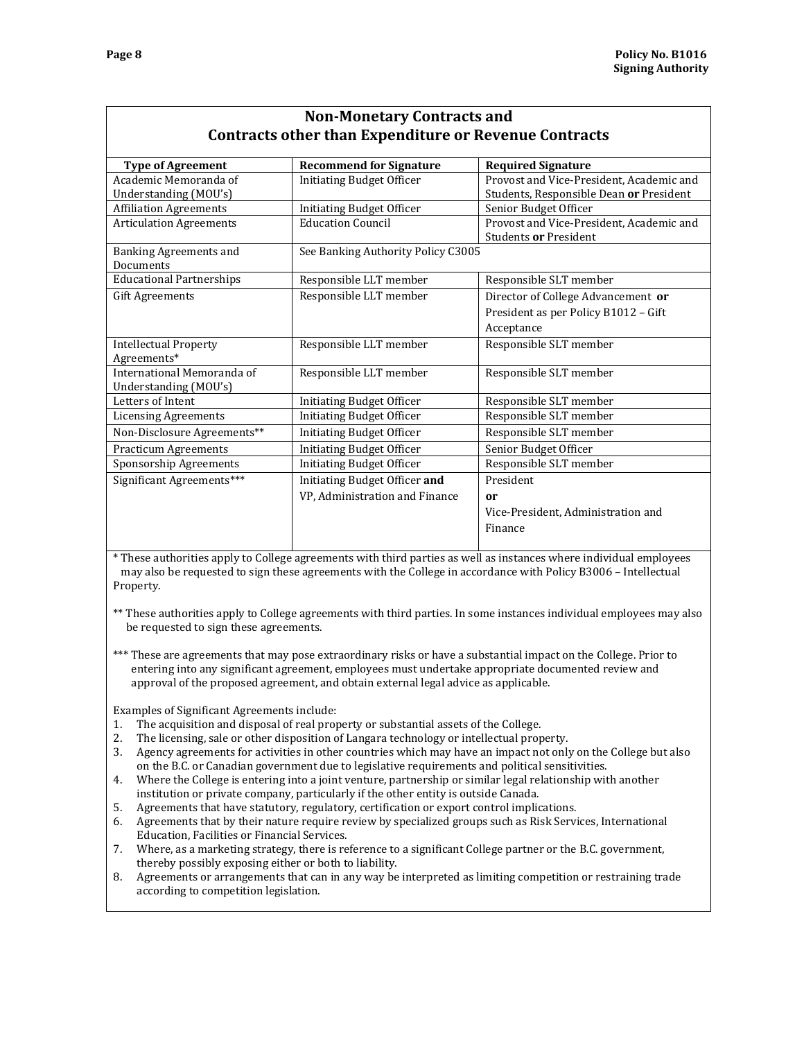## Non-Monetary Contracts and Contracts other than Expenditure or Revenue Contracts

| Type of Agreement | Recommend for Signature | Required Signature |
|---|---|---|
| Academic Memoranda of Understanding (MOU's) | Initiating Budget Officer | Provost and Vice-President, Academic and Students, Responsible Dean **or** President |
| Affiliation Agreements | Initiating Budget Officer | Senior Budget Officer |
| Articulation Agreements | Education Council | Provost and Vice-President, Academic and Students **or** President |
| Banking Agreements and Documents | See Banking Authority Policy C3005 | |
| Educational Partnerships | Responsible LLT member | Responsible SLT member |
| Gift Agreements | Responsible LLT member | Director of College Advancement **or** President as per Policy B1012 – Gift Acceptance |
| Intellectual Property Agreements* | Responsible LLT member | Responsible SLT member |
| International Memoranda of Understanding (MOU's) | Responsible LLT member | Responsible SLT member |
| Letters of Intent | Initiating Budget Officer | Responsible SLT member |
| Licensing Agreements | Initiating Budget Officer | Responsible SLT member |
| Non-Disclosure Agreements** | Initiating Budget Officer | Responsible SLT member |
| Practicum Agreements | Initiating Budget Officer | Senior Budget Officer |
| Sponsorship Agreements | Initiating Budget Officer | Responsible SLT member |
| Significant Agreements*** | Initiating Budget Officer **and** VP, Administration and Finance | President **or** Vice-President, Administration and Finance |

* These authorities apply to College agreements with third parties as well as instances where individual employees may also be requested to sign these agreements with the College in accordance with Policy B3006 – Intellectual Property.

** These authorities apply to College agreements with third parties. In some instances individual employees may also be requested to sign these agreements.

*** These are agreements that may pose extraordinary risks or have a substantial impact on the College. Prior to entering into any significant agreement, employees must undertake appropriate documented review and approval of the proposed agreement, and obtain external legal advice as applicable.

Examples of Significant Agreements include:

1. The acquisition and disposal of real property or substantial assets of the College.
2. The licensing, sale or other disposition of Langara technology or intellectual property.
3. Agency agreements for activities in other countries which may have an impact not only on the College but also on the B.C. or Canadian government due to legislative requirements and political sensitivities.
4. Where the College is entering into a joint venture, partnership or similar legal relationship with another institution or private company, particularly if the other entity is outside Canada.
5. Agreements that have statutory, regulatory, certification or export control implications.
6. Agreements that by their nature require review by specialized groups such as Risk Services, International Education, Facilities or Financial Services.
7. Where, as a marketing strategy, there is reference to a significant College partner or the B.C. government, thereby possibly exposing either or both to liability.
8. Agreements or arrangements that can in any way be interpreted as limiting competition or restraining trade according to competition legislation.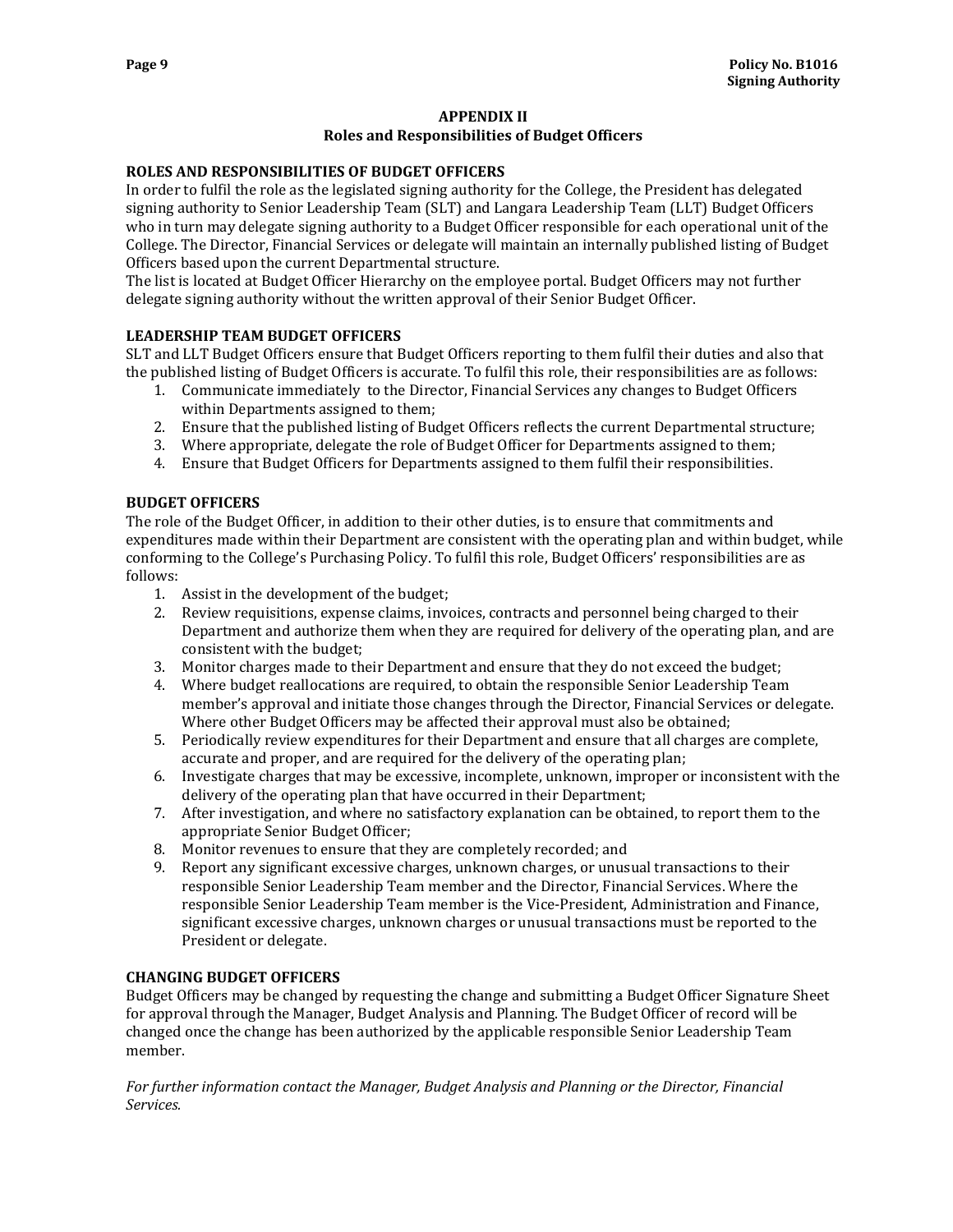## APPENDIX II
## Roles and Responsibilities of Budget Officers

### ROLES AND RESPONSIBILITIES OF BUDGET OFFICERS

In order to fulfil the role as the legislated signing authority for the College, the President has delegated signing authority to Senior Leadership Team (SLT) and Langara Leadership Team (LLT) Budget Officers who in turn may delegate signing authority to a Budget Officer responsible for each operational unit of the College. The Director, Financial Services or delegate will maintain an internally published listing of Budget Officers based upon the current Departmental structure.

The list is located at Budget Officer Hierarchy on the employee portal. Budget Officers may not further delegate signing authority without the written approval of their Senior Budget Officer.

### LEADERSHIP TEAM BUDGET OFFICERS

SLT and LLT Budget Officers ensure that Budget Officers reporting to them fulfil their duties and also that the published listing of Budget Officers is accurate. To fulfil this role, their responsibilities are as follows:

1. Communicate immediately to the Director, Financial Services any changes to Budget Officers within Departments assigned to them;
2. Ensure that the published listing of Budget Officers reflects the current Departmental structure;
3. Where appropriate, delegate the role of Budget Officer for Departments assigned to them;
4. Ensure that Budget Officers for Departments assigned to them fulfil their responsibilities.

### BUDGET OFFICERS

The role of the Budget Officer, in addition to their other duties, is to ensure that commitments and expenditures made within their Department are consistent with the operating plan and within budget, while conforming to the College's Purchasing Policy. To fulfil this role, Budget Officers' responsibilities are as follows:

1. Assist in the development of the budget;
2. Review requisitions, expense claims, invoices, contracts and personnel being charged to their Department and authorize them when they are required for delivery of the operating plan, and are consistent with the budget;
3. Monitor charges made to their Department and ensure that they do not exceed the budget;
4. Where budget reallocations are required, to obtain the responsible Senior Leadership Team member's approval and initiate those changes through the Director, Financial Services or delegate. Where other Budget Officers may be affected their approval must also be obtained;
5. Periodically review expenditures for their Department and ensure that all charges are complete, accurate and proper, and are required for the delivery of the operating plan;
6. Investigate charges that may be excessive, incomplete, unknown, improper or inconsistent with the delivery of the operating plan that have occurred in their Department;
7. After investigation, and where no satisfactory explanation can be obtained, to report them to the appropriate Senior Budget Officer;
8. Monitor revenues to ensure that they are completely recorded; and
9. Report any significant excessive charges, unknown charges, or unusual transactions to their responsible Senior Leadership Team member and the Director, Financial Services. Where the responsible Senior Leadership Team member is the Vice-President, Administration and Finance, significant excessive charges, unknown charges or unusual transactions must be reported to the President or delegate.

### CHANGING BUDGET OFFICERS

Budget Officers may be changed by requesting the change and submitting a Budget Officer Signature Sheet for approval through the Manager, Budget Analysis and Planning. The Budget Officer of record will be changed once the change has been authorized by the applicable responsible Senior Leadership Team member.

*For further information contact the Manager, Budget Analysis and Planning or the Director, Financial Services.*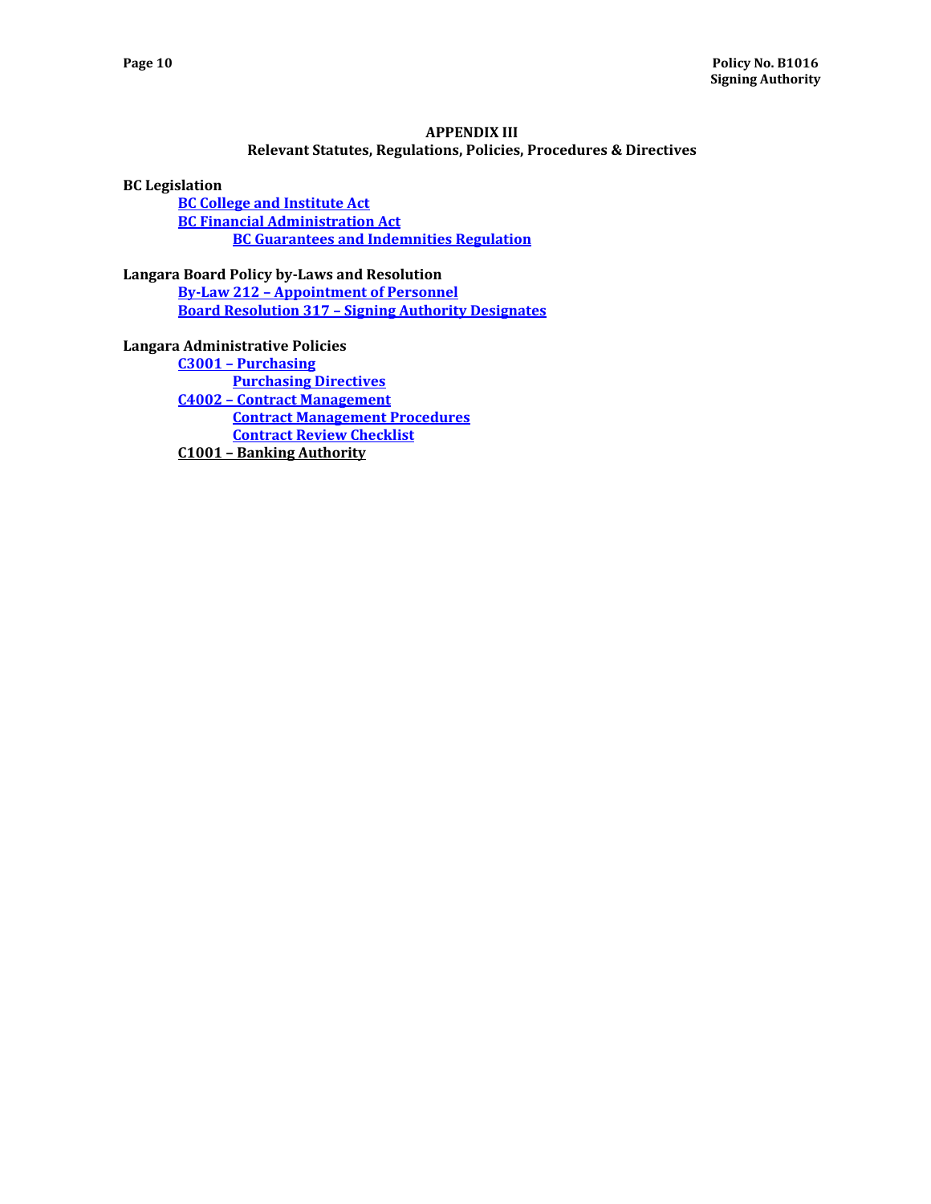## APPENDIX III

### Relevant Statutes, Regulations, Policies, Procedures & Directives

**BC Legislation**

- **BC College and Institute Act**
- **BC Financial Administration Act**
  - **BC Guarantees and Indemnities Regulation**

**Langara Board Policy by-Laws and Resolution**

- **By-Law 212 – Appointment of Personnel**
- **Board Resolution 317 – Signing Authority Designates**

**Langara Administrative Policies**

- **C3001 – Purchasing**
  - **Purchasing Directives**
- **C4002 – Contract Management**
  - **Contract Management Procedures**
  - **Contract Review Checklist**
- **C1001 – Banking Authority**